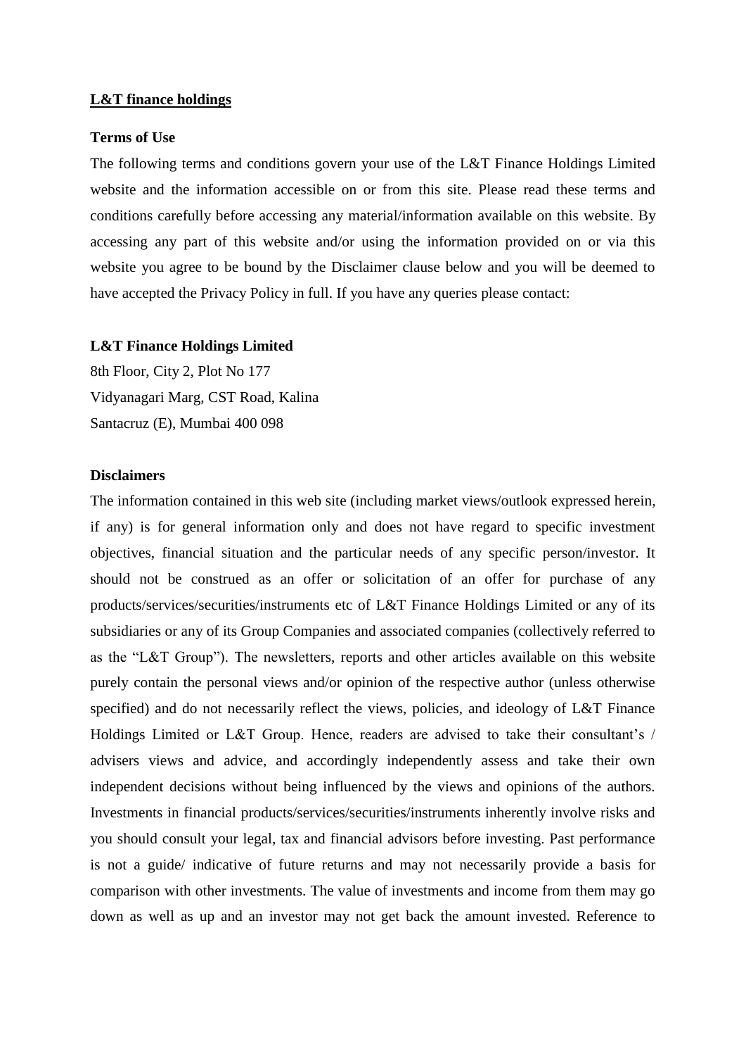**L&T finance holdings**

**Terms of Use**

The following terms and conditions govern your use of the L&T Finance Holdings Limited website and the information accessible on or from this site. Please read these terms and conditions carefully before accessing any material/information available on this website. By accessing any part of this website and/or using the information provided on or via this website you agree to be bound by the Disclaimer clause below and you will be deemed to have accepted the Privacy Policy in full. If you have any queries please contact:

**L&T Finance Holdings Limited**
8th Floor, City 2, Plot No 177
Vidyanagari Marg, CST Road, Kalina
Santacruz (E), Mumbai 400 098

**Disclaimers**

The information contained in this web site (including market views/outlook expressed herein, if any) is for general information only and does not have regard to specific investment objectives, financial situation and the particular needs of any specific person/investor. It should not be construed as an offer or solicitation of an offer for purchase of any products/services/securities/instruments etc of L&T Finance Holdings Limited or any of its subsidiaries or any of its Group Companies and associated companies (collectively referred to as the "L&T Group"). The newsletters, reports and other articles available on this website purely contain the personal views and/or opinion of the respective author (unless otherwise specified) and do not necessarily reflect the views, policies, and ideology of L&T Finance Holdings Limited or L&T Group. Hence, readers are advised to take their consultant's / advisers views and advice, and accordingly independently assess and take their own independent decisions without being influenced by the views and opinions of the authors. Investments in financial products/services/securities/instruments inherently involve risks and you should consult your legal, tax and financial advisors before investing. Past performance is not a guide/ indicative of future returns and may not necessarily provide a basis for comparison with other investments. The value of investments and income from them may go down as well as up and an investor may not get back the amount invested. Reference to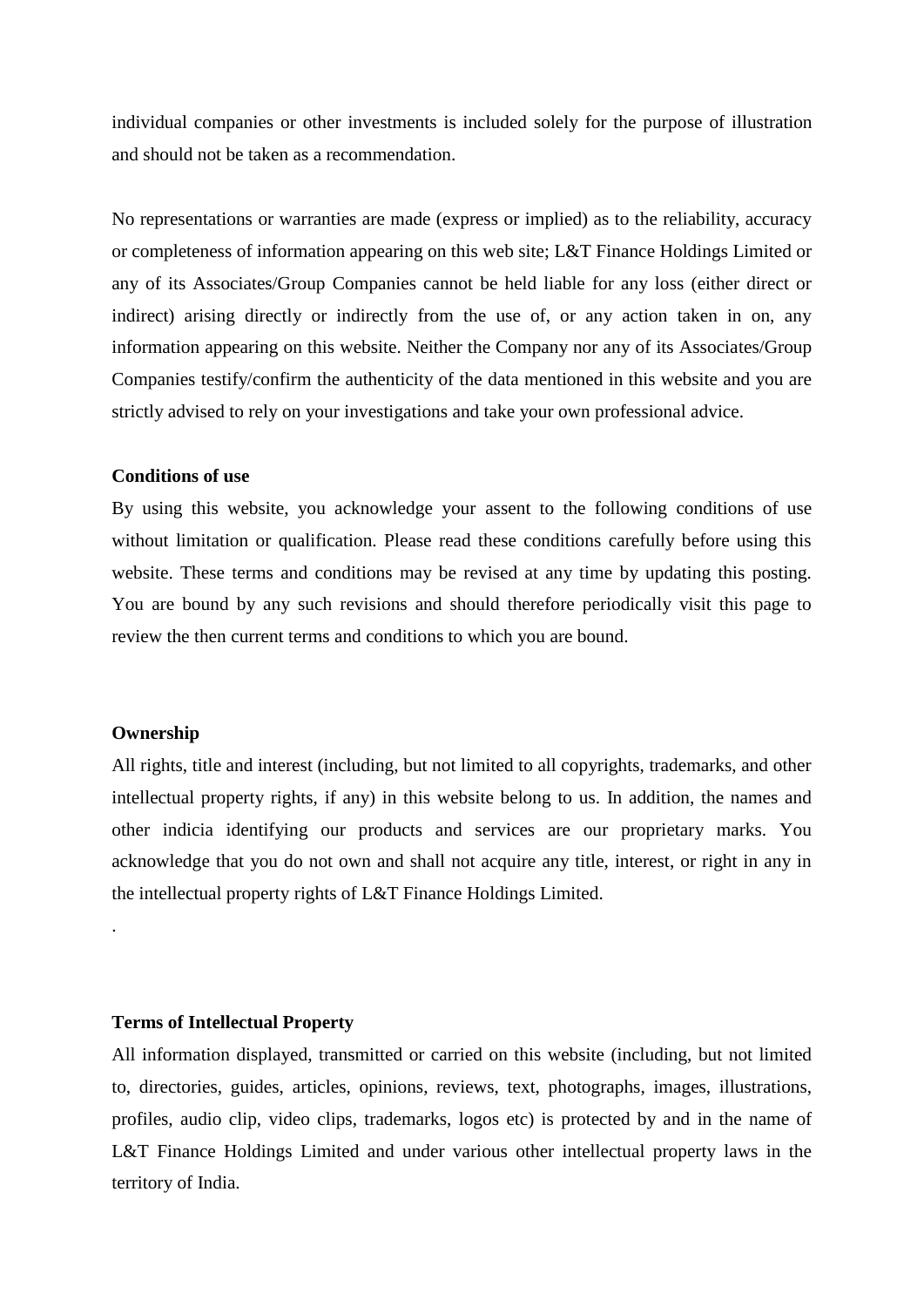individual companies or other investments is included solely for the purpose of illustration and should not be taken as a recommendation.

No representations or warranties are made (express or implied) as to the reliability, accuracy or completeness of information appearing on this web site; L&T Finance Holdings Limited or any of its Associates/Group Companies cannot be held liable for any loss (either direct or indirect) arising directly or indirectly from the use of, or any action taken in on, any information appearing on this website. Neither the Company nor any of its Associates/Group Companies testify/confirm the authenticity of the data mentioned in this website and you are strictly advised to rely on your investigations and take your own professional advice.

**Conditions of use**

By using this website, you acknowledge your assent to the following conditions of use without limitation or qualification. Please read these conditions carefully before using this website. These terms and conditions may be revised at any time by updating this posting. You are bound by any such revisions and should therefore periodically visit this page to review the then current terms and conditions to which you are bound.

**Ownership**

All rights, title and interest (including, but not limited to all copyrights, trademarks, and other intellectual property rights, if any) in this website belong to us. In addition, the names and other indicia identifying our products and services are our proprietary marks. You acknowledge that you do not own and shall not acquire any title, interest, or right in any in the intellectual property rights of L&T Finance Holdings Limited.

.

**Terms of Intellectual Property**

All information displayed, transmitted or carried on this website (including, but not limited to, directories, guides, articles, opinions, reviews, text, photographs, images, illustrations, profiles, audio clip, video clips, trademarks, logos etc) is protected by and in the name of L&T Finance Holdings Limited and under various other intellectual property laws in the territory of India.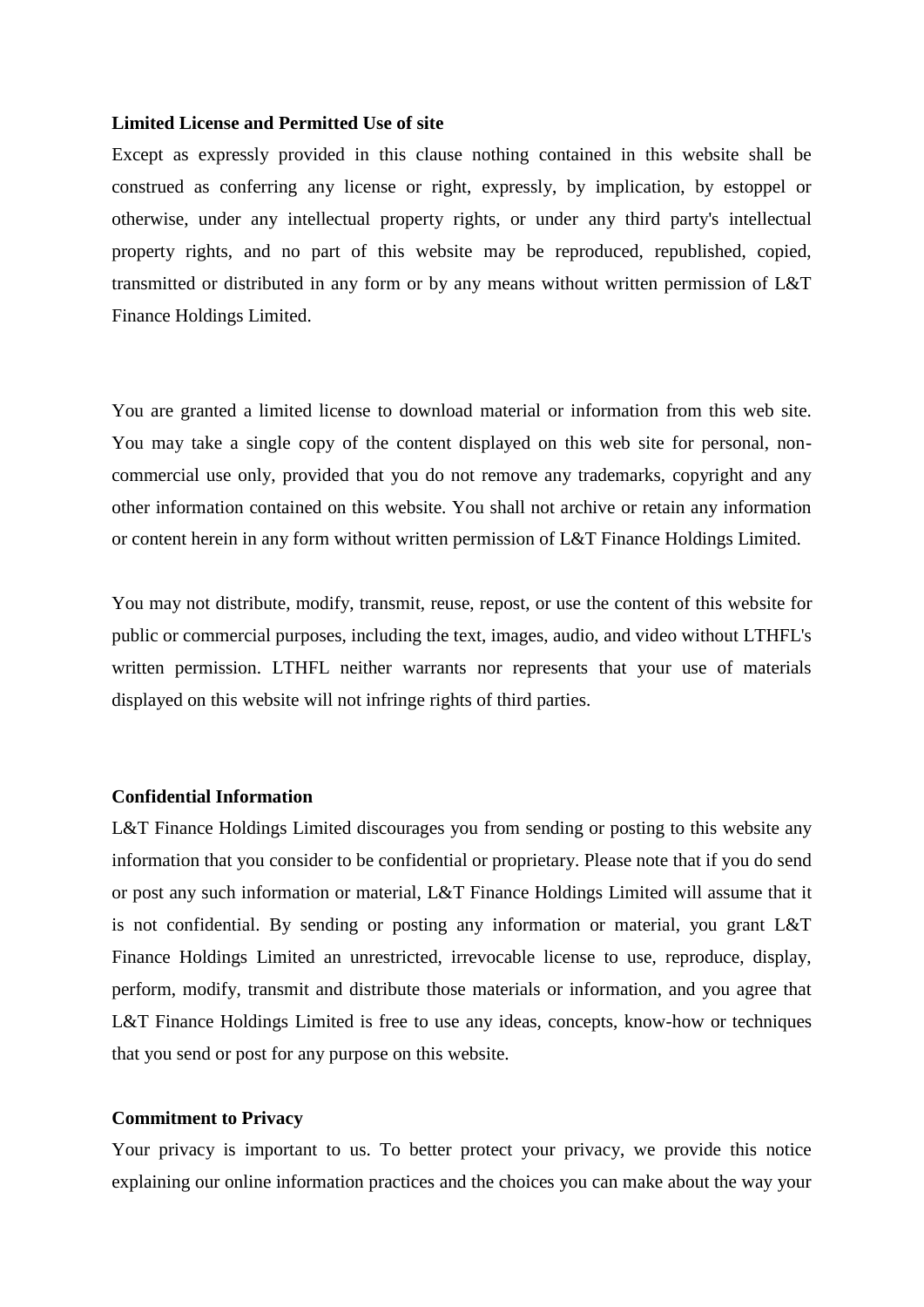**Limited License and Permitted Use of site**

Except as expressly provided in this clause nothing contained in this website shall be construed as conferring any license or right, expressly, by implication, by estoppel or otherwise, under any intellectual property rights, or under any third party's intellectual property rights, and no part of this website may be reproduced, republished, copied, transmitted or distributed in any form or by any means without written permission of L&T Finance Holdings Limited.

You are granted a limited license to download material or information from this web site. You may take a single copy of the content displayed on this web site for personal, non-commercial use only, provided that you do not remove any trademarks, copyright and any other information contained on this website. You shall not archive or retain any information or content herein in any form without written permission of L&T Finance Holdings Limited.

You may not distribute, modify, transmit, reuse, repost, or use the content of this website for public or commercial purposes, including the text, images, audio, and video without LTHFL's written permission. LTHFL neither warrants nor represents that your use of materials displayed on this website will not infringe rights of third parties.

**Confidential Information**

L&T Finance Holdings Limited discourages you from sending or posting to this website any information that you consider to be confidential or proprietary. Please note that if you do send or post any such information or material, L&T Finance Holdings Limited will assume that it is not confidential. By sending or posting any information or material, you grant L&T Finance Holdings Limited an unrestricted, irrevocable license to use, reproduce, display, perform, modify, transmit and distribute those materials or information, and you agree that L&T Finance Holdings Limited is free to use any ideas, concepts, know-how or techniques that you send or post for any purpose on this website.

**Commitment to Privacy**

Your privacy is important to us. To better protect your privacy, we provide this notice explaining our online information practices and the choices you can make about the way your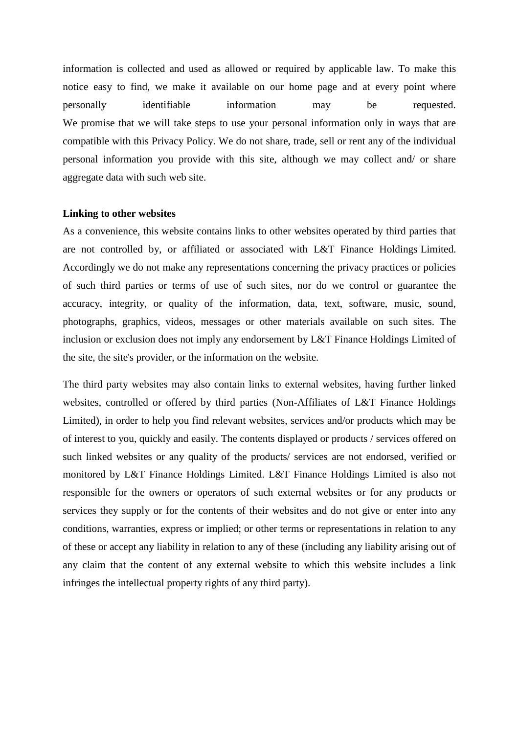information is collected and used as allowed or required by applicable law. To make this notice easy to find, we make it available on our home page and at every point where personally identifiable information may be requested.
We promise that we will take steps to use your personal information only in ways that are compatible with this Privacy Policy. We do not share, trade, sell or rent any of the individual personal information you provide with this site, although we may collect and/ or share aggregate data with such web site.

**Linking to other websites**

As a convenience, this website contains links to other websites operated by third parties that are not controlled by, or affiliated or associated with L&T Finance Holdings Limited. Accordingly we do not make any representations concerning the privacy practices or policies of such third parties or terms of use of such sites, nor do we control or guarantee the accuracy, integrity, or quality of the information, data, text, software, music, sound, photographs, graphics, videos, messages or other materials available on such sites. The inclusion or exclusion does not imply any endorsement by L&T Finance Holdings Limited of the site, the site's provider, or the information on the website.

The third party websites may also contain links to external websites, having further linked websites, controlled or offered by third parties (Non-Affiliates of L&T Finance Holdings Limited), in order to help you find relevant websites, services and/or products which may be of interest to you, quickly and easily. The contents displayed or products / services offered on such linked websites or any quality of the products/ services are not endorsed, verified or monitored by L&T Finance Holdings Limited. L&T Finance Holdings Limited is also not responsible for the owners or operators of such external websites or for any products or services they supply or for the contents of their websites and do not give or enter into any conditions, warranties, express or implied; or other terms or representations in relation to any of these or accept any liability in relation to any of these (including any liability arising out of any claim that the content of any external website to which this website includes a link infringes the intellectual property rights of any third party).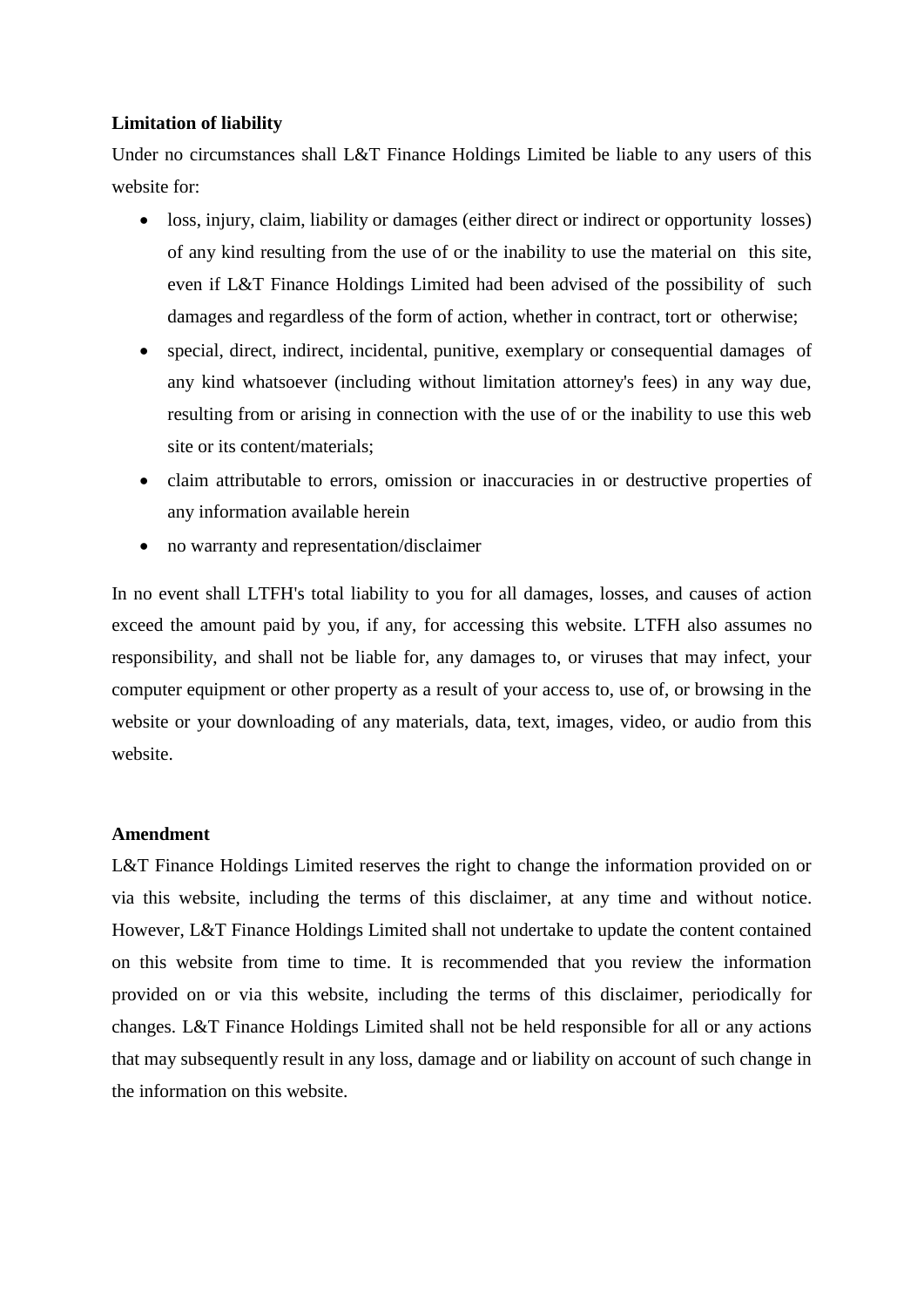**Limitation of liability**

Under no circumstances shall L&T Finance Holdings Limited be liable to any users of this website for:

- loss, injury, claim, liability or damages (either direct or indirect or opportunity losses) of any kind resulting from the use of or the inability to use the material on this site, even if L&T Finance Holdings Limited had been advised of the possibility of such damages and regardless of the form of action, whether in contract, tort or otherwise;
- special, direct, indirect, incidental, punitive, exemplary or consequential damages of any kind whatsoever (including without limitation attorney's fees) in any way due, resulting from or arising in connection with the use of or the inability to use this web site or its content/materials;
- claim attributable to errors, omission or inaccuracies in or destructive properties of any information available herein
- no warranty and representation/disclaimer

In no event shall LTFH's total liability to you for all damages, losses, and causes of action exceed the amount paid by you, if any, for accessing this website. LTFH also assumes no responsibility, and shall not be liable for, any damages to, or viruses that may infect, your computer equipment or other property as a result of your access to, use of, or browsing in the website or your downloading of any materials, data, text, images, video, or audio from this website.

**Amendment**

L&T Finance Holdings Limited reserves the right to change the information provided on or via this website, including the terms of this disclaimer, at any time and without notice. However, L&T Finance Holdings Limited shall not undertake to update the content contained on this website from time to time. It is recommended that you review the information provided on or via this website, including the terms of this disclaimer, periodically for changes. L&T Finance Holdings Limited shall not be held responsible for all or any actions that may subsequently result in any loss, damage and or liability on account of such change in the information on this website.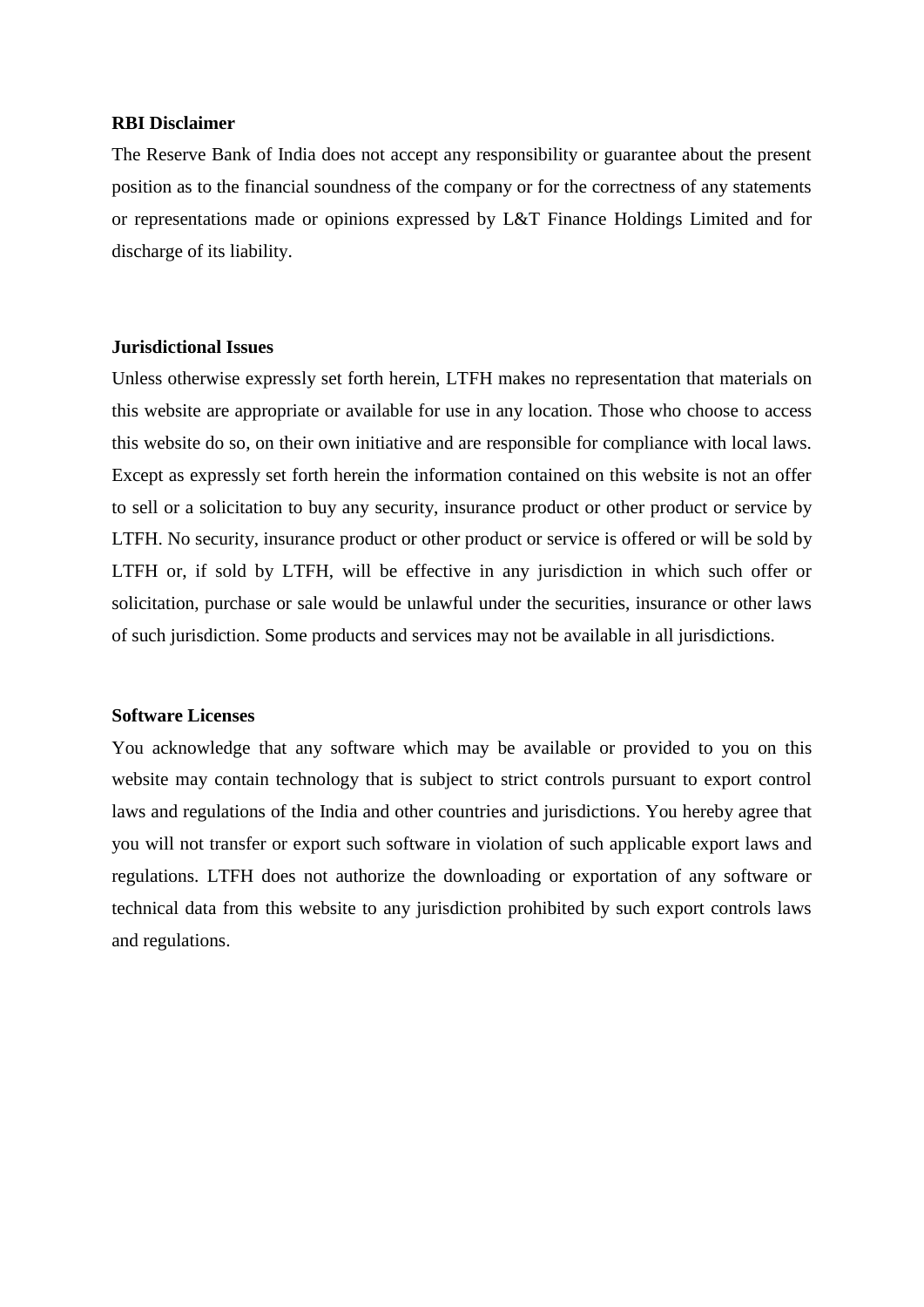**RBI Disclaimer**

The Reserve Bank of India does not accept any responsibility or guarantee about the present position as to the financial soundness of the company or for the correctness of any statements or representations made or opinions expressed by L&T Finance Holdings Limited and for discharge of its liability.

**Jurisdictional Issues**

Unless otherwise expressly set forth herein, LTFH makes no representation that materials on this website are appropriate or available for use in any location. Those who choose to access this website do so, on their own initiative and are responsible for compliance with local laws. Except as expressly set forth herein the information contained on this website is not an offer to sell or a solicitation to buy any security, insurance product or other product or service by LTFH. No security, insurance product or other product or service is offered or will be sold by LTFH or, if sold by LTFH, will be effective in any jurisdiction in which such offer or solicitation, purchase or sale would be unlawful under the securities, insurance or other laws of such jurisdiction. Some products and services may not be available in all jurisdictions.

**Software Licenses**

You acknowledge that any software which may be available or provided to you on this website may contain technology that is subject to strict controls pursuant to export control laws and regulations of the India and other countries and jurisdictions. You hereby agree that you will not transfer or export such software in violation of such applicable export laws and regulations. LTFH does not authorize the downloading or exportation of any software or technical data from this website to any jurisdiction prohibited by such export controls laws and regulations.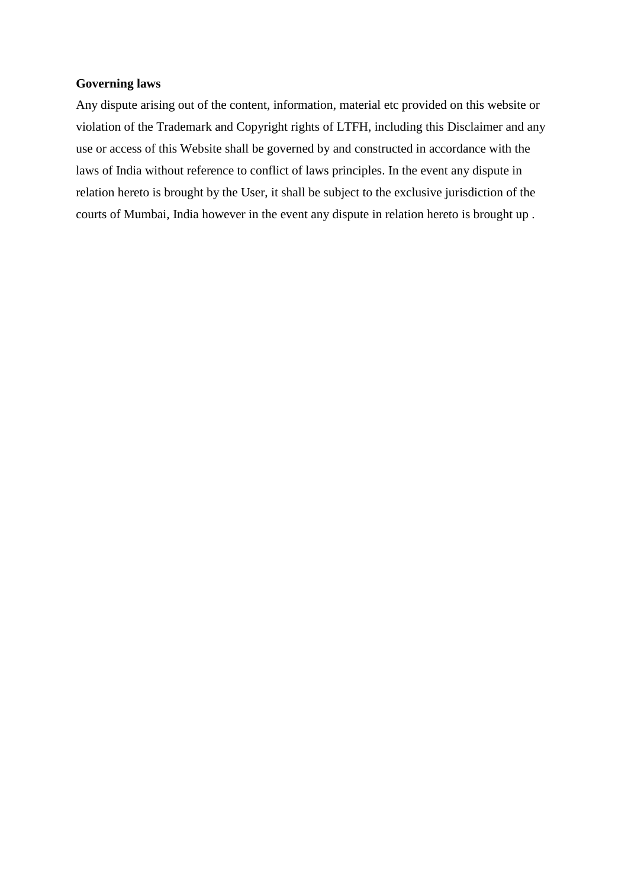**Governing laws**

Any dispute arising out of the content, information, material etc provided on this website or violation of the Trademark and Copyright rights of LTFH, including this Disclaimer and any use or access of this Website shall be governed by and constructed in accordance with the laws of India without reference to conflict of laws principles. In the event any dispute in relation hereto is brought by the User, it shall be subject to the exclusive jurisdiction of the courts of Mumbai, India however in the event any dispute in relation hereto is brought up .